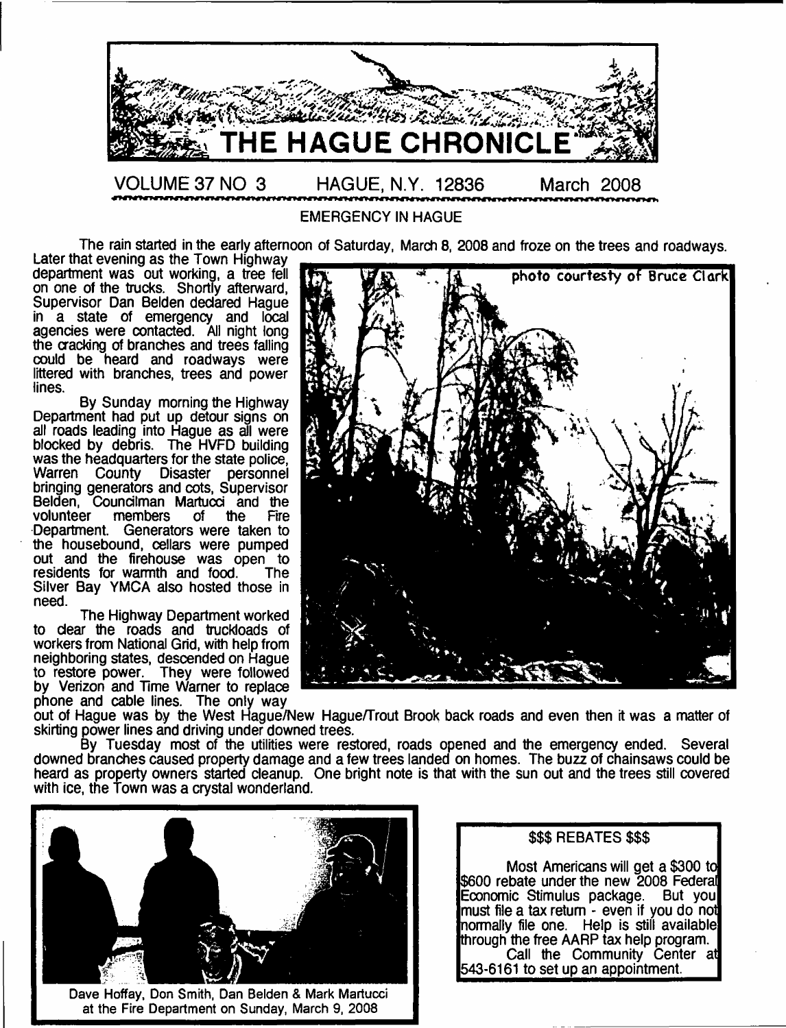# THE HAGUE CHRONICLE

VOLUME 37 NO 3 HAGUE, N.Y. 12836 March 2008

## EMERGENCY IN HAGUE

The rain started in the early afternoon of Saturday, March 8, 2008 and froze on the trees and roadways. Later that evening as the Town Highway department was out working, a tree fell on one of the trucks. Shortly afterward, Supervisor Dan Belden declared Hague in a state of emergency and local agencies were contacted. All night long the cracking of branches and trees falling could be heard and roadways were littered with branches, trees and power lines.

By Sunday morning the Highway Department had put up detour signs on all roads leading into Hague as all were blocked by debris. The HVFD building was the headquarters for the state police, Warren County Disaster personnel bringing generators and cots, Supervisor Belden, Councilman Martucci and the volunteer members of the Fire Department. Generators were taken to the housebound, cellars were pumped out and the firehouse was open to residents for warmth and food. The Silver Bay YMCA also hosted those in need.

The Highway Department worked to clear the roads and truckloads of workers from National Grid, with help from neighboring states, descended on Hague to restore power. They were followed by Verizon and Time Warner to replace phone and cable lines. The only way out of Hague was by the West Hague/New Hague/Trout Brook back roads and even then it was a matter of skirting power lines and driving under downed trees.

photo courtesy of Bruce Clark

By Tuesday most of the utilities were restored, roads opened and the emergency ended. Several downed branches caused property damage and a few trees landed on homes. The buzz of chainsaws could be heard as property owners started cleanup. One bright note is that with the sun out and the trees still covered with ice, the Town was a crystal wonderland.

Dave Hoffay, Don Smith, Dan Belden & Mark Martucci at the Fire Department on Sunday, March 9, 2008

### $$$ REBATES $$$

Most Americans will get a $300 to $600 rebate under the new 2008 Federal Economic Stimulus package. But you must file a tax return - even if you do not normally file one. Help is still available through the free AARP tax help program.

Call the Community Center at 543-6161 to set up an appointment.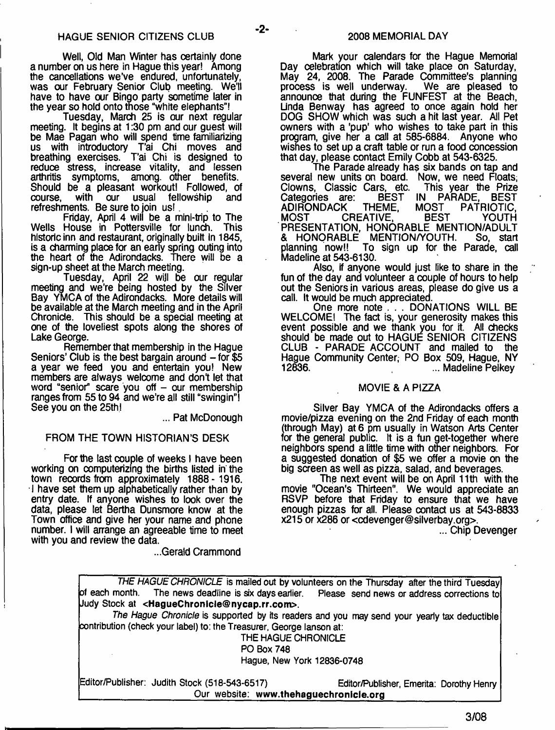## HAGUE SENIOR CITIZENS CLUB

Well, Old Man Winter has certainly done a number on us here in Hague this year! Among the cancellations we've endured, unfortunately, was our February Senior Club meeting. We'll have to have our Bingo party sometime later in the year so hold onto those "white elephants"!

Tuesday, March 25 is our next regular meeting. It begins at 1:30 pm and our guest will be Mae Pagan who will spend time familiarizing us with introductory T'ai Chi moves and breathing exercises. T'ai Chi is designed to reduce stress, increase vitality, and lessen arthritis symptoms, among other benefits. Should be a pleasant workout! Followed, of course, with our usual fellowship and refreshments. Be sure to join us!

Friday, April 4 will be a mini-trip to The Wells House in Pottersville for lunch. This historic inn and restaurant, originally built in 1845, is a charming place for an early spring outing into the heart of the Adirondacks. There will be a sign-up sheet at the March meeting.

Tuesday, April 22 will be our regular meeting and we're being hosted by the Silver Bay YMCA of the Adirondacks. More details will be available at the March meeting and in the April Chronicle. This should be a special meeting at one of the loveliest spots along the shores of Lake George.

Remember that membership in the Hague Seniors' Club is the best bargain around – for $5 a year we feed you and entertain you! New members are always welcome and don't let that word "senior" scare you off – our membership ranges from 55 to 94 and we're all still "swingin"! See you on the 25th!

... Pat McDonough

## FROM THE TOWN HISTORIAN'S DESK

For the last couple of weeks I have been working on computerizing the births listed in the town records from approximately 1888 - 1916. I have set them up alphabetically rather than by entry date. If anyone wishes to look over the data, please let Bertha Dunsmore know at the Town office and give her your name and phone number. I will arrange an agreeable time to meet with you and review the data.

...Gerald Crammond

## 2008 MEMORIAL DAY

Mark your calendars for the Hague Memorial Day celebration which will take place on Saturday, May 24, 2008. The Parade Committee's planning process is well underway. We are pleased to announce that during the FUNFEST at the Beach, Linda Benway has agreed to once again hold her DOG SHOW which was such a hit last year. All Pet owners with a 'pup' who wishes to take part in this program, give her a call at 585-6884. Anyone who wishes to set up a craft table or run a food concession that day, please contact Emily Cobb at 543-6325.

The Parade already has six bands on tap and several new units on board. Now, we need Floats, Clowns, Classic Cars, etc. This year the Prize Categories are: BEST IN PARADE, BEST ADIRONDACK THEME, MOST PATRIOTIC, MOST CREATIVE, BEST YOUTH PRESENTATION, HONORABLE MENTION/ADULT & HONORABLE MENTION/YOUTH. So, start planning now!! To sign up for the Parade, call Madeline at 543-6130.

Also, if anyone would just like to share in the fun of the day and volunteer a couple of hours to help out the Seniors in various areas, please do give us a call. It would be much appreciated.

One more note . . . DONATIONS WILL BE WELCOME! The fact is, your generosity makes this event possible and we thank you for it. All checks should be made out to HAGUE SENIOR CITIZENS CLUB - PARADE ACCOUNT and mailed to the Hague Community Center, PO Box 509, Hague, NY 12836.

... Madeline Pelkey

## MOVIE & A PIZZA

Silver Bay YMCA of the Adirondacks offers a movie/pizza evening on the 2nd Friday of each month (through May) at 6 pm usually in Watson Arts Center for the general public. It is a fun get-together where neighbors spend a little time with other neighbors. For a suggested donation of $5 we offer a movie on the big screen as well as pizza, salad, and beverages.

The next event will be on April 11th with the movie "Ocean's Thirteen". We would appreciate an RSVP before that Friday to ensure that we have enough pizzas for all. Please contact us at 543-8833 x215 or x286 or <cdevenger@silverbay.org>.

... Chip Devenger

---

*THE HAGUE CHRONICLE* is mailed out by volunteers on the Thursday after the third Tuesday of each month. The news deadline is six days earlier. Please send news or address corrections to Judy Stock at **<HagueChronicle@nycap.rr.com>**.

*The Hague Chronicle* is supported by its readers and you may send your yearly tax deductible contribution (check your label) to: the Treasurer, George Ianson at:

THE HAGUE CHRONICLE
PO Box 748
Hague, New York 12836-0748

Editor/Publisher: Judith Stock (518-543-6517) Editor/Publisher, Emerita: Dorothy Henry

Our website: **www.thehaguechronicle.org**

3/08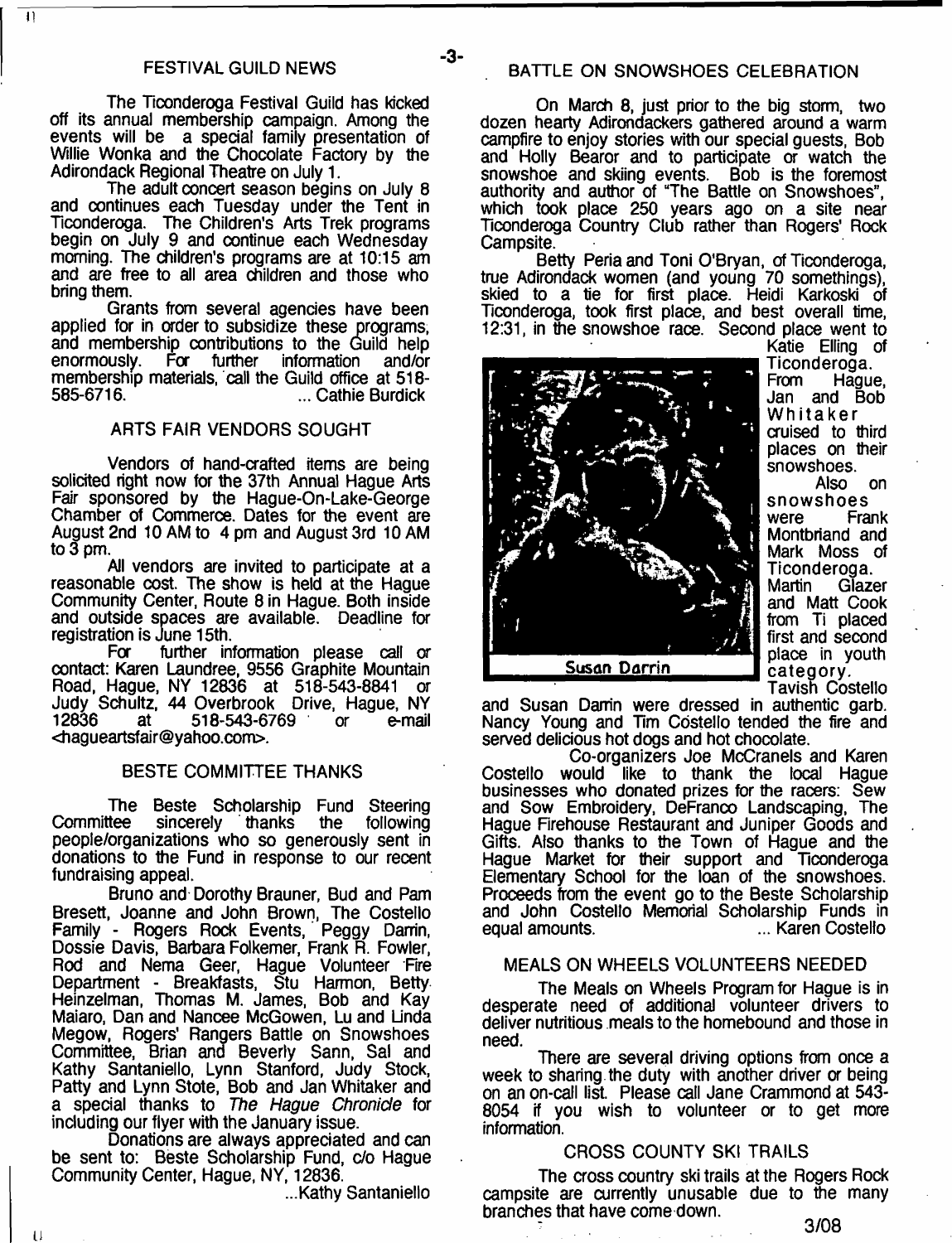## FESTIVAL GUILD NEWS

The Ticonderoga Festival Guild has kicked off its annual membership campaign. Among the events will be a special family presentation of Willie Wonka and the Chocolate Factory by the Adirondack Regional Theatre on July 1.

The adult concert season begins on July 8 and continues each Tuesday under the Tent in Ticonderoga. The Children's Arts Trek programs begin on July 9 and continue each Wednesday morning. The children's programs are at 10:15 am and are free to all area children and those who bring them.

Grants from several agencies have been applied for in order to subsidize these programs, and membership contributions to the Guild help enormously. For further information and/or membership materials, call the Guild office at 518-585-6716. ... Cathie Burdick

## ARTS FAIR VENDORS SOUGHT

Vendors of hand-crafted items are being solicited right now for the 37th Annual Hague Arts Fair sponsored by the Hague-On-Lake-George Chamber of Commerce. Dates for the event are August 2nd 10 AM to 4 pm and August 3rd 10 AM to 3 pm.

All vendors are invited to participate at a reasonable cost. The show is held at the Hague Community Center, Route 8 in Hague. Both inside and outside spaces are available. Deadline for registration is June 15th.

For further information please call or contact: Karen Laundree, 9556 Graphite Mountain Road, Hague, NY 12836 at 518-543-8841 or Judy Schultz, 44 Overbrook Drive, Hague, NY 12836 at 518-543-6769 or e-mail <hagueartsfair@yahoo.com>.

## BESTE COMMITTEE THANKS

The Beste Scholarship Fund Steering Committee sincerely thanks the following people/organizations who so generously sent in donations to the Fund in response to our recent fundraising appeal.

Bruno and Dorothy Brauner, Bud and Pam Bresett, Joanne and John Brown, The Costello Family - Rogers Rock Events, Peggy Darrin, Dossie Davis, Barbara Folkemer, Frank R. Fowler, Rod and Nema Geer, Hague Volunteer Fire Department - Breakfasts, Stu Harmon, Betty Heinzelman, Thomas M. James, Bob and Kay Maiaro, Dan and Nancee McGowen, Lu and Linda Megow, Rogers' Rangers Battle on Snowshoes Committee, Brian and Beverly Sann, Sal and Kathy Santaniello, Lynn Stanford, Judy Stock, Patty and Lynn Stote, Bob and Jan Whitaker and a special thanks to *The Hague Chronicle* for including our flyer with the January issue.

Donations are always appreciated and can be sent to: Beste Scholarship Fund, c/o Hague Community Center, Hague, NY, 12836.

...Kathy Santaniello

## BATTLE ON SNOWSHOES CELEBRATION

On March 8, just prior to the big storm, two dozen hearty Adirondackers gathered around a warm campfire to enjoy stories with our special guests, Bob and Holly Bearor and to participate or watch the snowshoe and skiing events. Bob is the foremost authority and author of "The Battle on Snowshoes", which took place 250 years ago on a site near Ticonderoga Country Club rather than Rogers' Rock Campsite.

Betty Peria and Toni O'Bryan, of Ticonderoga, true Adirondack women (and young 70 somethings), skied to a tie for first place. Heidi Karkoski of Ticonderoga, took first place, and best overall time, 12:31, in the snowshoe race. Second place went to Katie Elling of Ticonderoga. From Hague, Jan and Bob Whitaker cruised to third places on their snowshoes.

Susan Darrin

Also on snowshoes were Frank Montbriand and Mark Moss of Ticonderoga. Martin Glazer and Matt Cook from Ti placed first and second place in youth category. Tavish Costello and Susan Darrin were dressed in authentic garb. Nancy Young and Tim Costello tended the fire and served delicious hot dogs and hot chocolate.

Co-organizers Joe McCranels and Karen Costello would like to thank the local Hague businesses who donated prizes for the racers: Sew and Sow Embroidery, DeFranco Landscaping, The Hague Firehouse Restaurant and Juniper Goods and Gifts. Also thanks to the Town of Hague and the Hague Market for their support and Ticonderoga Elementary School for the loan of the snowshoes. Proceeds from the event go to the Beste Scholarship and John Costello Memorial Scholarship Funds in equal amounts. ... Karen Costello

## MEALS ON WHEELS VOLUNTEERS NEEDED

The Meals on Wheels Program for Hague is in desperate need of additional volunteer drivers to deliver nutritious meals to the homebound and those in need.

There are several driving options from once a week to sharing the duty with another driver or being on an on-call list. Please call Jane Crammond at 543-8054 if you wish to volunteer or to get more information.

## CROSS COUNTY SKI TRAILS

The cross country ski trails at the Rogers Rock campsite are currently unusable due to the many branches that have come down.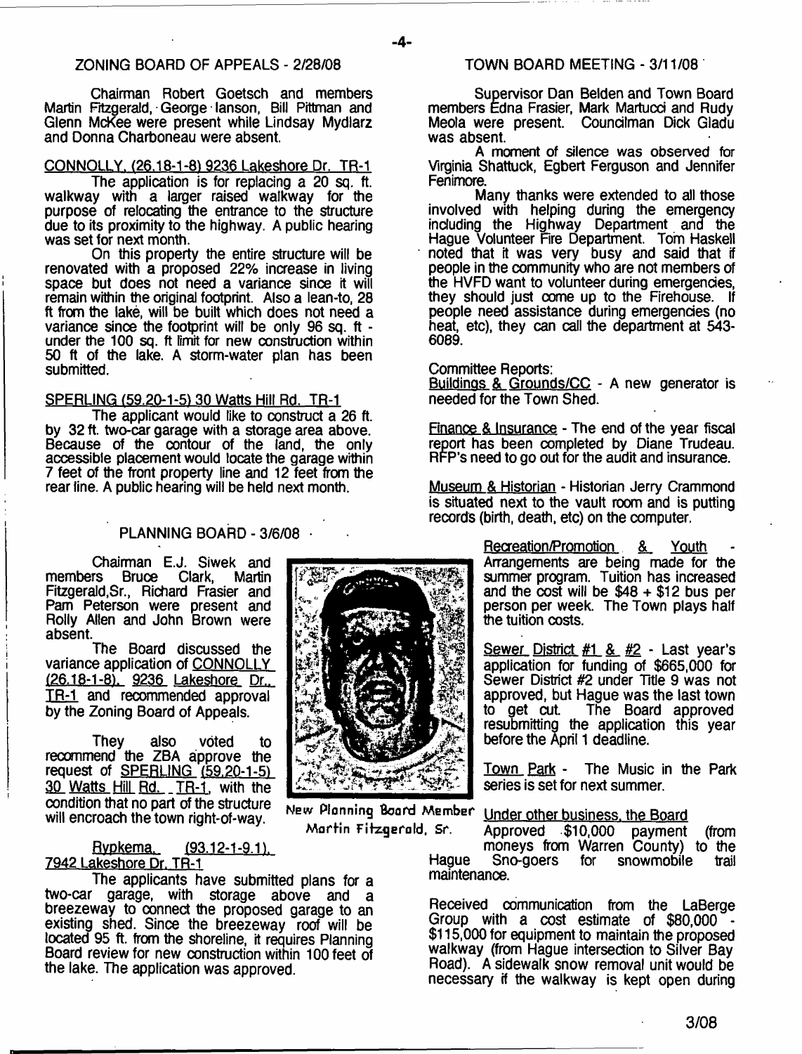## ZONING BOARD OF APPEALS - 2/28/08

Chairman Robert Goetsch and members Martin Fitzgerald, George lanson, Bill Pittman and Glenn McKee were present while Lindsay Mydlarz and Donna Charboneau were absent.

CONNOLLY. (26.18-1-8) 9236 Lakeshore Dr. TR-1

The application is for replacing a 20 sq. ft. walkway with a larger raised walkway for the purpose of relocating the entrance to the structure due to its proximity to the highway. A public hearing was set for next month.

On this property the entire structure will be renovated with a proposed 22% increase in living space but does not need a variance since it will remain within the original footprint. Also a lean-to, 28 ft from the lake, will be built which does not need a variance since the footprint will be only 96 sq. ft - under the 100 sq. ft limit for new construction within 50 ft of the lake. A storm-water plan has been submitted.

SPERLING (59.20-1-5) 30 Watts Hill Rd. TR-1

The applicant would like to construct a 26 ft. by 32 ft. two-car garage with a storage area above. Because of the contour of the land, the only accessible placement would locate the garage within 7 feet of the front property line and 12 feet from the rear line. A public hearing will be held next month.

## PLANNING BOARD - 3/6/08

Chairman E.J. Siwek and members Bruce Clark, Martin Fitzgerald,Sr., Richard Frasier and Pam Peterson were present and Rolly Allen and John Brown were absent.

The Board discussed the variance application of CONNOLLY (26.18-1-8), 9236 Lakeshore Dr., TR-1 and recommended approval by the Zoning Board of Appeals.

They also voted to recommend the ZBA approve the request of SPERLING (59.20-1-5) 30 Watts Hill Rd. TR-1, with the condition that no part of the structure will encroach the town right-of-way.

New Planning Board Member Martin Fitzgerald, Sr.

Rypkema, (93.12-1-9.1), 7942 Lakeshore Dr. TR-1

The applicants have submitted plans for a two-car garage, with storage above and a breezeway to connect the proposed garage to an existing shed. Since the breezeway roof will be located 95 ft. from the shoreline, it requires Planning Board review for new construction within 100 feet of the lake. The application was approved.

## TOWN BOARD MEETING - 3/11/08

Supervisor Dan Belden and Town Board members Edna Frasier, Mark Martucci and Rudy Meola were present. Councilman Dick Gladu was absent.

A moment of silence was observed for Virginia Shattuck, Egbert Ferguson and Jennifer Fenimore.

Many thanks were extended to all those involved with helping during the emergency including the Highway Department and the Hague Volunteer Fire Department. Tom Haskell noted that it was very busy and said that if people in the community who are not members of the HVFD want to volunteer during emergencies, they should just come up to the Firehouse. If people need assistance during emergencies (no heat, etc), they can call the department at 543-6089.

Committee Reports:

Buildings & Grounds/CC - A new generator is needed for the Town Shed.

Finance & Insurance - The end of the year fiscal report has been completed by Diane Trudeau. RFP's need to go out for the audit and insurance.

Museum & Historian - Historian Jerry Crammond is situated next to the vault room and is putting records (birth, death, etc) on the computer.

Recreation/Promotion & Youth - Arrangements are being made for the summer program. Tuition has increased and the cost will be $48 + $12 bus per person per week. The Town plays half the tuition costs.

Sewer District #1 & #2 - Last year's application for funding of $665,000 for Sewer District #2 under Title 9 was not approved, but Hague was the last town to get cut. The Board approved resubmitting the application this year before the April 1 deadline.

Town Park - The Music in the Park series is set for next summer.

Under other business, the Board Approved $10,000 payment (from moneys from Warren County) to the Hague Sno-goers for snowmobile trail maintenance.

Received communication from the LaBerge Group with a cost estimate of $80,000 - $115,000 for equipment to maintain the proposed walkway (from Hague intersection to Silver Bay Road). A sidewalk snow removal unit would be necessary if the walkway is kept open during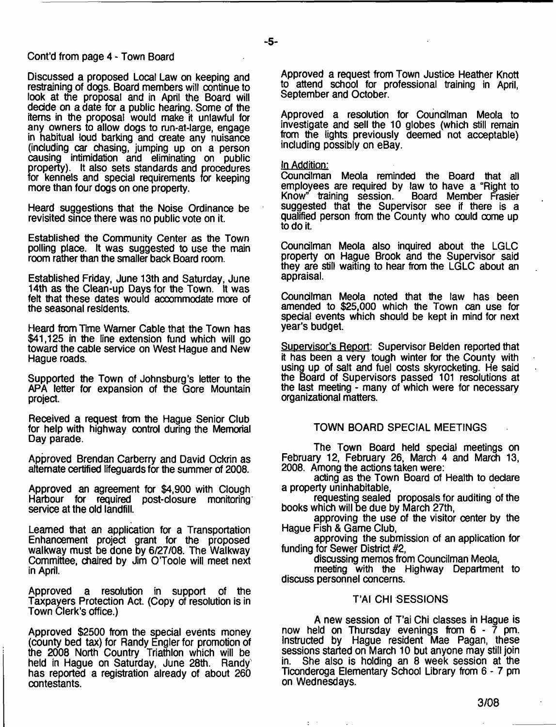Cont'd from page 4 - Town Board

Discussed a proposed Local Law on keeping and restraining of dogs. Board members will continue to look at the proposal and in April the Board will decide on a date for a public hearing. Some of the items in the proposal would make it unlawful for any owners to allow dogs to run-at-large, engage in habitual loud barking and create any nuisance (including car chasing, jumping up on a person causing intimidation and eliminating on public property). It also sets standards and procedures for kennels and special requirements for keeping more than four dogs on one property.

Heard suggestions that the Noise Ordinance be revisited since there was no public vote on it.

Established the Community Center as the Town polling place. It was suggested to use the main room rather than the smaller back Board room.

Established Friday, June 13th and Saturday, June 14th as the Clean-up Days for the Town. It was felt that these dates would accommodate more of the seasonal residents.

Heard from Time Warner Cable that the Town has $41,125 in the line extension fund which will go toward the cable service on West Hague and New Hague roads.

Supported the Town of Johnsburg's letter to the APA letter for expansion of the Gore Mountain project.

Received a request from the Hague Senior Club for help with highway control during the Memorial Day parade.

Approved Brendan Carberry and David Ockrin as alternate certified lifeguards for the summer of 2008.

Approved an agreement for $4,900 with Clough Harbour for required post-closure monitoring service at the old landfill.

Learned that an application for a Transportation Enhancement project grant for the proposed walkway must be done by 6/27/08. The Walkway Committee, chaired by Jim O'Toole will meet next in April.

Approved a resolution in support of the Taxpayers Protection Act. (Copy of resolution is in Town Clerk's office.)

Approved $2500 from the special events money (county bed tax) for Randy Engler for promotion of the 2008 North Country Triathlon which will be held in Hague on Saturday, June 28th. Randy has reported a registration already of about 260 contestants.

Approved a request from Town Justice Heather Knott to attend school for professional training in April, September and October.

Approved a resolution for Councilman Meola to investigate and sell the 10 globes (which still remain from the lights previously deemed not acceptable) including possibly on eBay.

In Addition:
Councilman Meola reminded the Board that all employees are required by law to have a "Right to Know" training session. Board Member Frasier suggested that the Supervisor see if there is a qualified person from the County who could come up to do it.

Councilman Meola also inquired about the LGLC property on Hague Brook and the Supervisor said they are still waiting to hear from the LGLC about an appraisal.

Councilman Meola noted that the law has been amended to $25,000 which the Town can use for special events which should be kept in mind for next year's budget.

Supervisor's Report: Supervisor Belden reported that it has been a very tough winter for the County with using up of salt and fuel costs skyrocketing. He said the Board of Supervisors passed 101 resolutions at the last meeting - many of which were for necessary organizational matters.

## TOWN BOARD SPECIAL MEETINGS

The Town Board held special meetings on February 12, February 26, March 4 and March 13, 2008. Among the actions taken were:

acting as the Town Board of Health to declare a property uninhabitable,

requesting sealed proposals for auditing of the books which will be due by March 27th,

approving the use of the visitor center by the Hague Fish & Game Club,

approving the submission of an application for funding for Sewer District #2,

discussing memos from Councilman Meola,

meeting with the Highway Department to discuss personnel concerns.

## T'AI CHI SESSIONS

A new session of T'ai Chi classes in Hague is now held on Thursday evenings from 6 - 7 pm. Instructed by Hague resident Mae Pagan, these sessions started on March 10 but anyone may still join in. She also is holding an 8 week session at the Ticonderoga Elementary School Library from 6 - 7 pm on Wednesdays.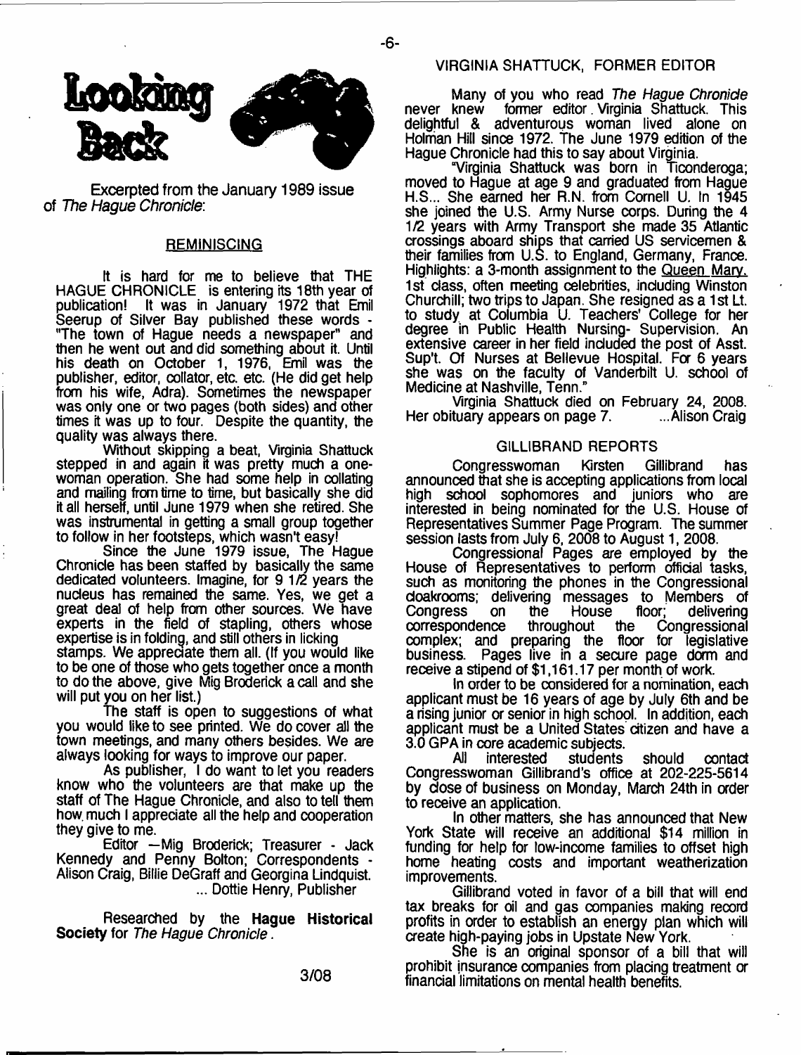# Looking Back

Excerpted from the January 1989 issue of *The Hague Chronicle*:

## REMINISCING

It is hard for me to believe that THE HAGUE CHRONICLE is entering its 18th year of publication! It was in January 1972 that Emil Seerup of Silver Bay published these words - "The town of Hague needs a newspaper" and then he went out and did something about it. Until his death on October 1, 1976, Emil was the publisher, editor, collator, etc. etc. (He did get help from his wife, Adra). Sometimes the newspaper was only one or two pages (both sides) and other times it was up to four. Despite the quantity, the quality was always there.

Without skipping a beat, Virginia Shattuck stepped in and again it was pretty much a one-woman operation. She had some help in collating and mailing from time to time, but basically she did it all herself, until June 1979 when she retired. She was instrumental in getting a small group together to follow in her footsteps, which wasn't easy!

Since the June 1979 issue, The Hague Chronicle has been staffed by basically the same dedicated volunteers. Imagine, for 9 1/2 years the nucleus has remained the same. Yes, we get a great deal of help from other sources. We have experts in the field of stapling, others whose expertise is in folding, and still others in licking stamps. We appreciate them all. (If you would like to be one of those who gets together once a month to do the above, give Mig Broderick a call and she will put you on her list.)

The staff is open to suggestions of what you would like to see printed. We do cover all the town meetings, and many others besides. We are always looking for ways to improve our paper.

As publisher, I do want to let you readers know who the volunteers are that make up the staff of The Hague Chronicle, and also to tell them how much I appreciate all the help and cooperation they give to me.

Editor —Mig Broderick; Treasurer - Jack Kennedy and Penny Bolton; Correspondents - Alison Craig, Billie DeGraff and Georgina Lindquist.

... Dottie Henry, Publisher

Researched by the **Hague Historical Society** for *The Hague Chronicle*.

## VIRGINIA SHATTUCK, FORMER EDITOR

Many of you who read *The Hague Chronicle* never knew former editor. Virginia Shattuck. This delightful & adventurous woman lived alone on Holman Hill since 1972. The June 1979 edition of the Hague Chronicle had this to say about Virginia.

"Virginia Shattuck was born in Ticonderoga; moved to Hague at age 9 and graduated from Hague H.S... She earned her R.N. from Cornell U. In 1945 she joined the U.S. Army Nurse corps. During the 4 1/2 years with Army Transport she made 35 Atlantic crossings aboard ships that carried US servicemen & their families from U.S. to England, Germany, France. Highlights: a 3-month assignment to the Queen Mary. 1st class, often meeting celebrities, including Winston Churchill; two trips to Japan. She resigned as a 1st Lt. to study at Columbia U. Teachers' College for her degree in Public Health Nursing- Supervision. An extensive career in her field included the post of Asst. Sup't. Of Nurses at Bellevue Hospital. For 6 years she was on the faculty of Vanderbilt U. school of Medicine at Nashville, Tenn."

Virginia Shattuck died on February 24, 2008. Her obituary appears on page 7. ...Alison Craig

## GILLIBRAND REPORTS

Congresswoman Kirsten Gillibrand has announced that she is accepting applications from local high school sophomores and juniors who are interested in being nominated for the U.S. House of Representatives Summer Page Program. The summer session lasts from July 6, 2008 to August 1, 2008.

Congressional Pages are employed by the House of Representatives to perform official tasks, such as monitoring the phones in the Congressional cloakrooms; delivering messages to Members of Congress on the House floor; delivering correspondence throughout the Congressional complex; and preparing the floor for legislative business. Pages live in a secure page dorm and receive a stipend of $1,161.17 per month of work.

In order to be considered for a nomination, each applicant must be 16 years of age by July 6th and be a rising junior or senior in high school. In addition, each applicant must be a United States citizen and have a 3.0 GPA in core academic subjects.

All interested students should contact Congresswoman Gillibrand's office at 202-225-5614 by close of business on Monday, March 24th in order to receive an application.

In other matters, she has announced that New York State will receive an additional $14 million in funding for help for low-income families to offset high home heating costs and important weatherization improvements.

Gillibrand voted in favor of a bill that will end tax breaks for oil and gas companies making record profits in order to establish an energy plan which will create high-paying jobs in Upstate New York.

She is an original sponsor of a bill that will prohibit insurance companies from placing treatment or financial limitations on mental health benefits.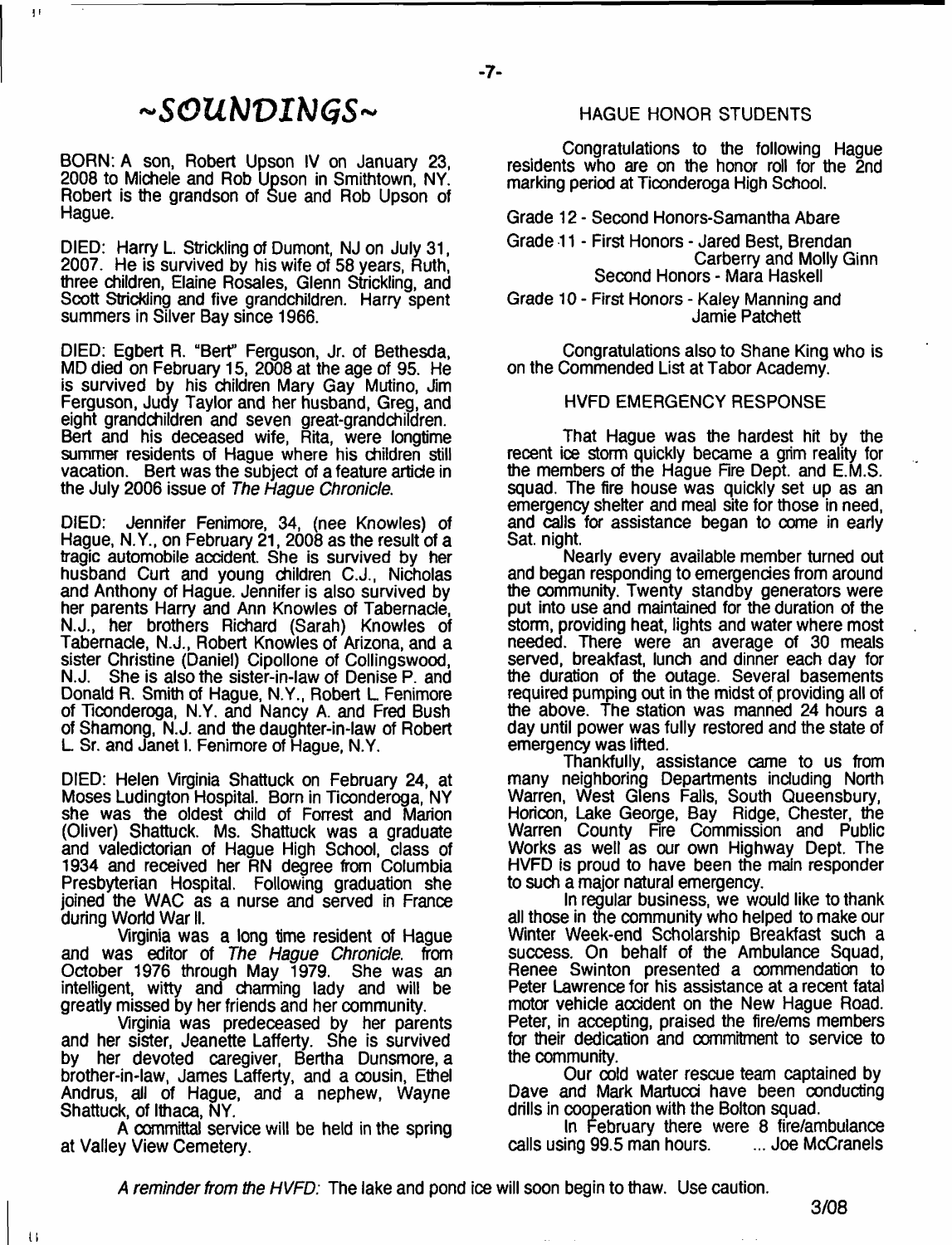# ~SOUNDINGS~

BORN: A son, Robert Upson IV on January 23, 2008 to Michele and Rob Upson in Smithtown, NY. Robert is the grandson of Sue and Rob Upson of Hague.

DIED: Harry L. Strickling of Dumont, NJ on July 31, 2007. He is survived by his wife of 58 years, Ruth, three children, Elaine Rosales, Glenn Strickling, and Scott Strickling and five grandchildren. Harry spent summers in Silver Bay since 1966.

DIED: Egbert R. "Bert" Ferguson, Jr. of Bethesda, MD died on February 15, 2008 at the age of 95. He is survived by his children Mary Gay Mutino, Jim Ferguson, Judy Taylor and her husband, Greg, and eight grandchildren and seven great-grandchildren. Bert and his deceased wife, Rita, were longtime summer residents of Hague where his children still vacation. Bert was the subject of a feature article in the July 2006 issue of *The Hague Chronicle.*

DIED: Jennifer Fenimore, 34, (nee Knowles) of Hague, N.Y., on February 21, 2008 as the result of a tragic automobile accident. She is survived by her husband Curt and young children C.J., Nicholas and Anthony of Hague. Jennifer is also survived by her parents Harry and Ann Knowles of Tabernacle, N.J., her brothers Richard (Sarah) Knowles of Tabernacle, N.J., Robert Knowles of Arizona, and a sister Christine (Daniel) Cipollone of Collingswood, N.J. She is also the sister-in-law of Denise P. and Donald R. Smith of Hague, N.Y., Robert L. Fenimore of Ticonderoga, N.Y. and Nancy A. and Fred Bush of Shamong, N.J. and the daughter-in-law of Robert L. Sr. and Janet I. Fenimore of Hague, N.Y.

DIED: Helen Virginia Shattuck on February 24, at Moses Ludington Hospital. Born in Ticonderoga, NY she was the oldest child of Forrest and Marion (Oliver) Shattuck. Ms. Shattuck was a graduate and valedictorian of Hague High School, class of 1934 and received her RN degree from Columbia Presbyterian Hospital. Following graduation she joined the WAC as a nurse and served in France during World War II.

Virginia was a long time resident of Hague and was editor of *The Hague Chronicle.* from October 1976 through May 1979. She was an intelligent, witty and charming lady and will be greatly missed by her friends and her community.

Virginia was predeceased by her parents and her sister, Jeanette Lafferty. She is survived by her devoted caregiver, Bertha Dunsmore, a brother-in-law, James Lafferty, and a cousin, Ethel Andrus, all of Hague, and a nephew, Wayne Shattuck, of Ithaca, NY.

A committal service will be held in the spring at Valley View Cemetery.

## HAGUE HONOR STUDENTS

Congratulations to the following Hague residents who are on the honor roll for the 2nd marking period at Ticonderoga High School.

Grade 12 - Second Honors-Samantha Abare

Grade 11 - First Honors - Jared Best, Brendan Carberry and Molly Ginn
Second Honors - Mara Haskell

Grade 10 - First Honors - Kaley Manning and Jamie Patchett

Congratulations also to Shane King who is on the Commended List at Tabor Academy.

## HVFD EMERGENCY RESPONSE

That Hague was the hardest hit by the recent ice storm quickly became a grim reality for the members of the Hague Fire Dept. and E.M.S. squad. The fire house was quickly set up as an emergency shelter and meal site for those in need, and calls for assistance began to come in early Sat. night.

Nearly every available member turned out and began responding to emergencies from around the community. Twenty standby generators were put into use and maintained for the duration of the storm, providing heat, lights and water where most needed. There were an average of 30 meals served, breakfast, lunch and dinner each day for the duration of the outage. Several basements required pumping out in the midst of providing all of the above. The station was manned 24 hours a day until power was fully restored and the state of emergency was lifted.

Thankfully, assistance came to us from many neighboring Departments including North Warren, West Glens Falls, South Queensbury, Horicon, Lake George, Bay Ridge, Chester, the Warren County Fire Commission and Public Works as well as our own Highway Dept. The HVFD is proud to have been the main responder to such a major natural emergency.

In regular business, we would like to thank all those in the community who helped to make our Winter Week-end Scholarship Breakfast such a success. On behalf of the Ambulance Squad, Renee Swinton presented a commendation to Peter Lawrence for his assistance at a recent fatal motor vehicle accident on the New Hague Road. Peter, in accepting, praised the fire/ems members for their dedication and commitment to service to the community.

Our cold water rescue team captained by Dave and Mark Martucci have been conducting drills in cooperation with the Bolton squad.

In February there were 8 fire/ambulance calls using 99.5 man hours. ... Joe McCranels

*A reminder from the HVFD:* The lake and pond ice will soon begin to thaw. Use caution.

3/08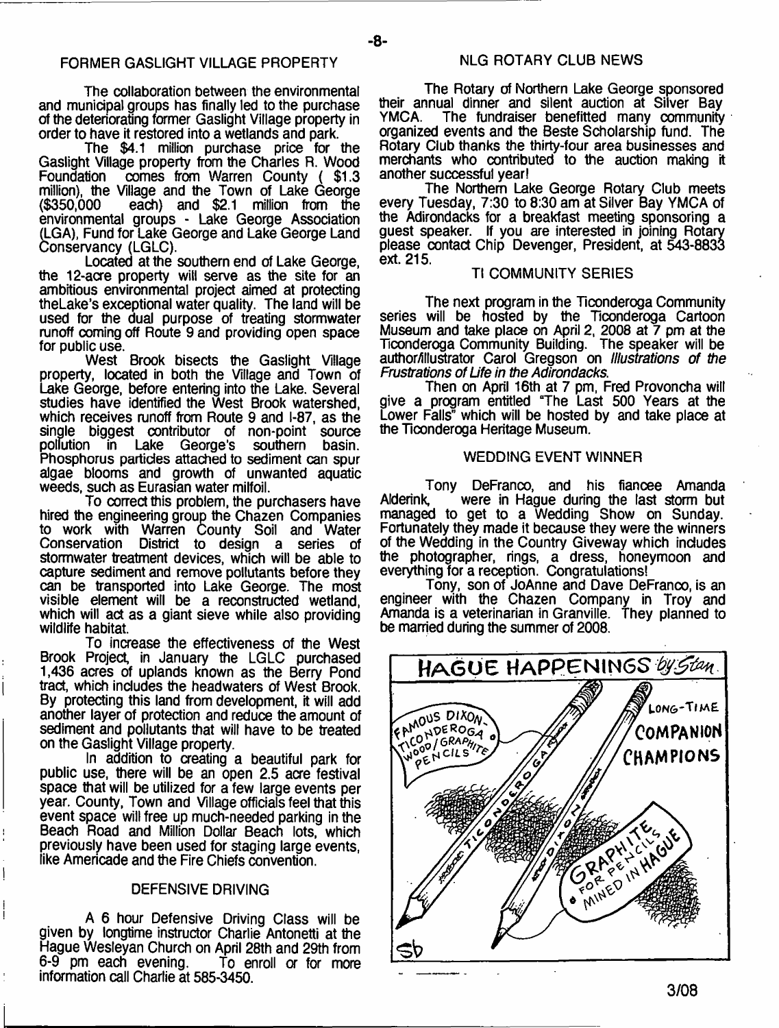## FORMER GASLIGHT VILLAGE PROPERTY

The collaboration between the environmental and municipal groups has finally led to the purchase of the deteriorating former Gaslight Village property in order to have it restored into a wetlands and park.

The $4.1 million purchase price for the Gaslight Village property from the Charles R. Wood Foundation comes from Warren County ( $1.3 million), the Village and the Town of Lake George ($350,000 each) and $2.1 million from the environmental groups - Lake George Association (LGA), Fund for Lake George and Lake George Land Conservancy (LGLC).

Located at the southern end of Lake George, the 12-acre property will serve as the site for an ambitious environmental project aimed at protecting theLake's exceptional water quality. The land will be used for the dual purpose of treating stormwater runoff coming off Route 9 and providing open space for public use.

West Brook bisects the Gaslight Village property, located in both the Village and Town of Lake George, before entering into the Lake. Several studies have identified the West Brook watershed, which receives runoff from Route 9 and I-87, as the single biggest contributor of non-point source pollution in Lake George's southern basin. Phosphorus particles attached to sediment can spur algae blooms and growth of unwanted aquatic weeds, such as Eurasian water milfoil.

To correct this problem, the purchasers have hired the engineering group the Chazen Companies to work with Warren County Soil and Water Conservation District to design a series of stormwater treatment devices, which will be able to capture sediment and remove pollutants before they can be transported into Lake George. The most visible element will be a reconstructed wetland, which will act as a giant sieve while also providing wildlife habitat.

To increase the effectiveness of the West Brook Project, in January the LGLC purchased 1,436 acres of uplands known as the Berry Pond tract, which includes the headwaters of West Brook. By protecting this land from development, it will add another layer of protection and reduce the amount of sediment and pollutants that will have to be treated on the Gaslight Village property.

In addition to creating a beautiful park for public use, there will be an open 2.5 acre festival space that will be utilized for a few large events per year. County, Town and Village officials feel that this event space will free up much-needed parking in the Beach Road and Million Dollar Beach lots, which previously have been used for staging large events, like Americade and the Fire Chiefs convention.

## DEFENSIVE DRIVING

A 6 hour Defensive Driving Class will be given by longtime instructor Charlie Antonetti at the Hague Wesleyan Church on April 28th and 29th from 6-9 pm each evening. To enroll or for more information call Charlie at 585-3450.

## NLG ROTARY CLUB NEWS

The Rotary of Northern Lake George sponsored their annual dinner and silent auction at Silver Bay YMCA. The fundraiser benefitted many community organized events and the Beste Scholarship fund. The Rotary Club thanks the thirty-four area businesses and merchants who contributed to the auction making it another successful year!

The Northern Lake George Rotary Club meets every Tuesday, 7:30 to 8:30 am at Silver Bay YMCA of the Adirondacks for a breakfast meeting sponsoring a guest speaker. If you are interested in joining Rotary please contact Chip Devenger, President, at 543-8833 ext. 215.

## TI COMMUNITY SERIES

The next program in the Ticonderoga Community series will be hosted by the Ticonderoga Cartoon Museum and take place on April 2, 2008 at 7 pm at the Ticonderoga Community Building. The speaker will be author/illustrator Carol Gregson on *Illustrations of the Frustrations of Life in the Adirondacks.*

Then on April 16th at 7 pm, Fred Provoncha will give a program entitled "The Last 500 Years at the Lower Falls" which will be hosted by and take place at the Ticonderoga Heritage Museum.

## WEDDING EVENT WINNER

Tony DeFranco, and his fiancee Amanda Alderink, were in Hague during the last storm but managed to get to a Wedding Show on Sunday. Fortunately they made it because they were the winners of the Wedding in the Country Giveway which includes the photographer, rings, a dress, honeymoon and everything for a reception. Congratulations!

Tony, son of JoAnne and Dave DeFranco, is an engineer with the Chazen Company in Troy and Amanda is a veterinarian in Granville. They planned to be married during the summer of 2008.

HAGUE HAPPENINGS by Stan

FAMOUS DIXON-TICONDEROGA WOOD/GRAPHITE PENCILS

LONG-TIME COMPANION CHAMPIONS

GRAPHITE FOR PENCILS MINED IN HAGUE

3/08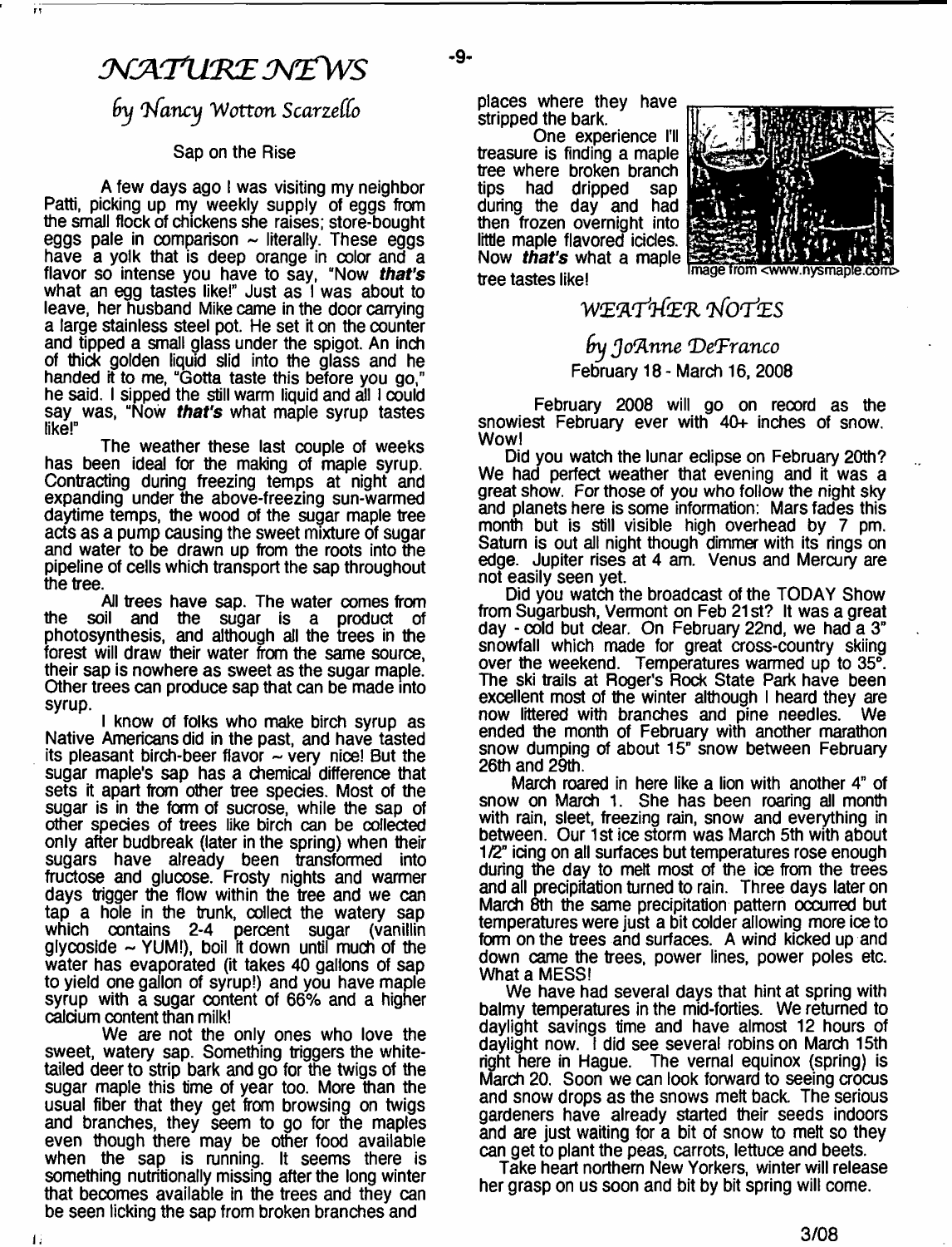# *NATURE NEWS*

## *by Nancy Wotton Scarzello*

### Sap on the Rise

A few days ago I was visiting my neighbor Patti, picking up my weekly supply of eggs from the small flock of chickens she raises; store-bought eggs pale in comparison ~ literally. These eggs have a yolk that is deep orange in color and a flavor so intense you have to say, "Now ***that's*** what an egg tastes like!" Just as I was about to leave, her husband Mike came in the door carrying a large stainless steel pot. He set it on the counter and tipped a small glass under the spigot. An inch of thick golden liquid slid into the glass and he handed it to me, "Gotta taste this before you go," he said. I sipped the still warm liquid and all I could say was, "Now ***that's*** what maple syrup tastes like!"

The weather these last couple of weeks has been ideal for the making of maple syrup. Contracting during freezing temps at night and expanding under the above-freezing sun-warmed daytime temps, the wood of the sugar maple tree acts as a pump causing the sweet mixture of sugar and water to be drawn up from the roots into the pipeline of cells which transport the sap throughout the tree.

All trees have sap. The water comes from the soil and the sugar is a product of photosynthesis, and although all the trees in the forest will draw their water from the same source, their sap is nowhere as sweet as the sugar maple. Other trees can produce sap that can be made into syrup.

I know of folks who make birch syrup as Native Americans did in the past, and have tasted its pleasant birch-beer flavor ~ very nice! But the sugar maple's sap has a chemical difference that sets it apart from other tree species. Most of the sugar is in the form of sucrose, while the sap of other species of trees like birch can be collected only after budbreak (later in the spring) when their sugars have already been transformed into fructose and glucose. Frosty nights and warmer days trigger the flow within the tree and we can tap a hole in the trunk, collect the watery sap which contains 2-4 percent sugar (vanillin glycoside ~ YUM!), boil it down until much of the water has evaporated (it takes 40 gallons of sap to yield one gallon of syrup!) and you have maple syrup with a sugar content of 66% and a higher calcium content than milk!

We are not the only ones who love the sweet, watery sap. Something triggers the white-tailed deer to strip bark and go for the twigs of the sugar maple this time of year too. More than the usual fiber that they get from browsing on twigs and branches, they seem to go for the maples even though there may be other food available when the sap is running. It seems there is something nutritionally missing after the long winter that becomes available in the trees and they can be seen licking the sap from broken branches and places where they have stripped the bark.

One experience I'll treasure is finding a maple tree where broken branch tips had dripped sap during the day and had then frozen overnight into little maple flavored icicles. Now ***that's*** what a maple tree tastes like!

Image from <www.nysmaple.com>

# *WEATHER NOTES*

## *by JoAnne DeFranco*

February 18 - March 16, 2008

February 2008 will go on record as the snowiest February ever with 40+ inches of snow. Wow!

Did you watch the lunar eclipse on February 20th? We had perfect weather that evening and it was a great show. For those of you who follow the night sky and planets here is some information: Mars fades this month but is still visible high overhead by 7 pm. Saturn is out all night though dimmer with its rings on edge. Jupiter rises at 4 am. Venus and Mercury are not easily seen yet.

Did you watch the broadcast of the TODAY Show from Sugarbush, Vermont on Feb 21st? It was a great day - cold but clear. On February 22nd, we had a 3" snowfall which made for great cross-country skiing over the weekend. Temperatures warmed up to 35°. The ski trails at Roger's Rock State Park have been excellent most of the winter although I heard they are now littered with branches and pine needles. We ended the month of February with another marathon snow dumping of about 15" snow between February 26th and 29th.

March roared in here like a lion with another 4" of snow on March 1. She has been roaring all month with rain, sleet, freezing rain, snow and everything in between. Our 1st ice storm was March 5th with about 1/2" icing on all surfaces but temperatures rose enough during the day to melt most of the ice from the trees and all precipitation turned to rain. Three days later on March 8th the same precipitation pattern occurred but temperatures were just a bit colder allowing more ice to form on the trees and surfaces. A wind kicked up and down came the trees, power lines, power poles etc. What a MESS!

We have had several days that hint at spring with balmy temperatures in the mid-forties. We returned to daylight savings time and have almost 12 hours of daylight now. I did see several robins on March 15th right here in Hague. The vernal equinox (spring) is March 20. Soon we can look forward to seeing crocus and snow drops as the snows melt back. The serious gardeners have already started their seeds indoors and are just waiting for a bit of snow to melt so they can get to plant the peas, carrots, lettuce and beets.

Take heart northern New Yorkers, winter will release her grasp on us soon and bit by bit spring will come.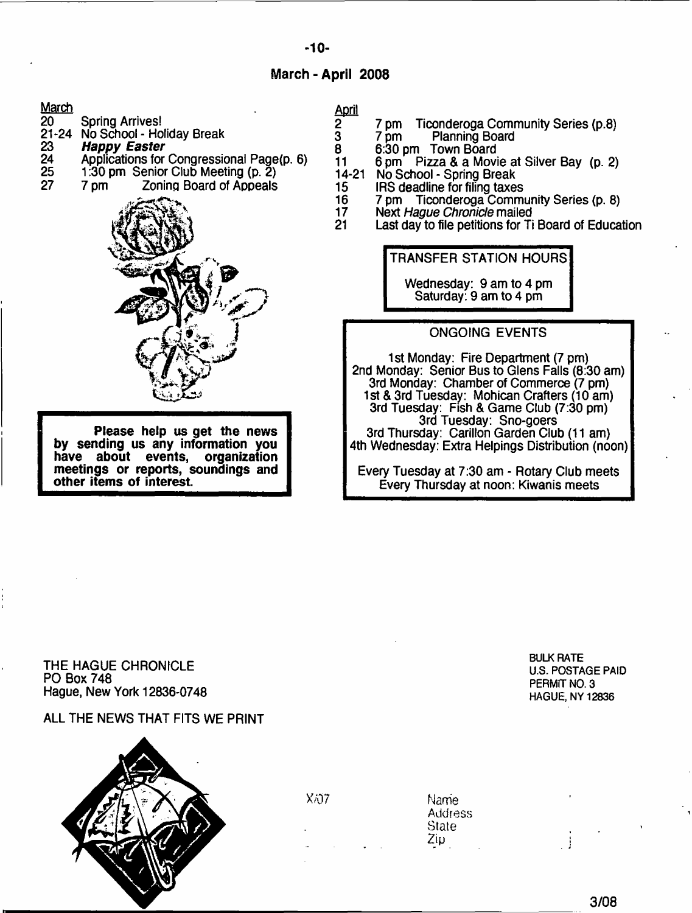## March - April 2008

**March**

- 20 Spring Arrives!
- 21-24 No School - Holiday Break
- 23 ***Happy Easter***
- 24 Applications for Congressional Page(p. 6)
- 25 1:30 pm Senior Club Meeting (p. 2)
- 27 7 pm Zoning Board of Appeals

**Please help us get the news by sending us any information you have about events, organization meetings or reports, soundings and other items of interest.**

**April**

- 2 7 pm Ticonderoga Community Series (p.8)
- 3 7 pm Planning Board
- 8 6:30 pm Town Board
- 11 6 pm Pizza & a Movie at Silver Bay (p. 2)
- 14-21 No School - Spring Break
- 15 IRS deadline for filing taxes
- 16 7 pm Ticonderoga Community Series (p. 8)
- 17 Next *Hague Chronicle* mailed
- 21 Last day to file petitions for Ti Board of Education

### TRANSFER STATION HOURS

Wednesday: 9 am to 4 pm
Saturday: 9 am to 4 pm

### ONGOING EVENTS

1st Monday: Fire Department (7 pm)
2nd Monday: Senior Bus to Glens Falls (8:30 am)
3rd Monday: Chamber of Commerce (7 pm)
1st & 3rd Tuesday: Mohican Crafters (10 am)
3rd Tuesday: Fish & Game Club (7:30 pm)
3rd Tuesday: Sno-goers
3rd Thursday: Carillon Garden Club (11 am)
4th Wednesday: Extra Helpings Distribution (noon)

Every Tuesday at 7:30 am - Rotary Club meets
Every Thursday at noon: Kiwanis meets

THE HAGUE CHRONICLE
PO Box 748
Hague, New York 12836-0748

ALL THE NEWS THAT FITS WE PRINT

BULK RATE
U.S. POSTAGE PAID
PERMIT NO. 3
HAGUE, NY 12836

X/07

Name
Address
State
Zip

3/08